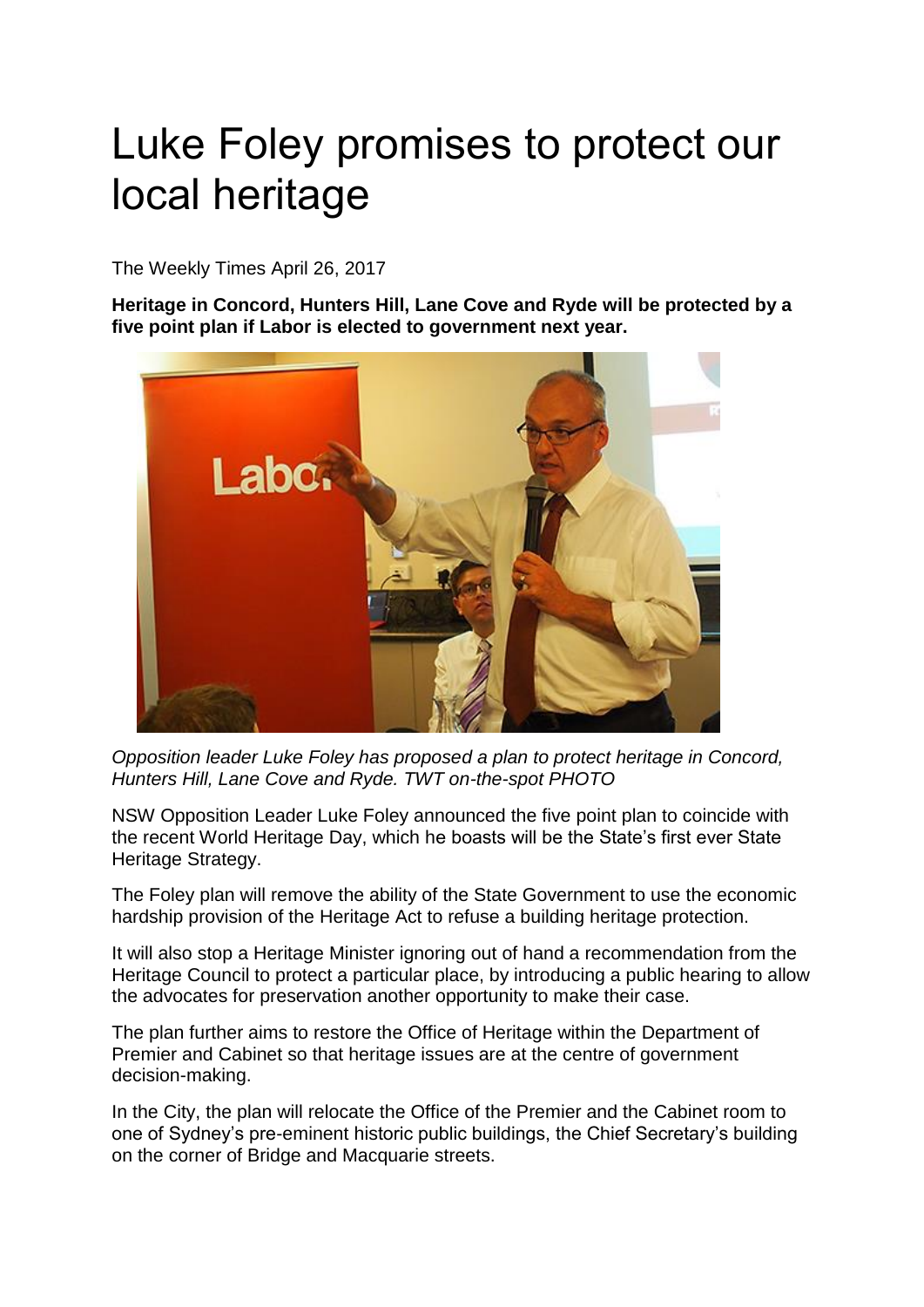# Luke Foley promises to protect our local heritage

The Weekly Times April 26, 2017

**Heritage in Concord, Hunters Hill, Lane Cove and Ryde will be protected by a five point plan if Labor is elected to government next year.**

*Opposition leader Luke Foley has proposed a plan to protect heritage in Concord, Hunters Hill, Lane Cove and Ryde. TWT on-the-spot PHOTO*

NSW Opposition Leader Luke Foley announced the five point plan to coincide with the recent World Heritage Day, which he boasts will be the State's first ever State Heritage Strategy.

The Foley plan will remove the ability of the State Government to use the economic hardship provision of the Heritage Act to refuse a building heritage protection.

It will also stop a Heritage Minister ignoring out of hand a recommendation from the Heritage Council to protect a particular place, by introducing a public hearing to allow the advocates for preservation another opportunity to make their case.

The plan further aims to restore the Office of Heritage within the Department of Premier and Cabinet so that heritage issues are at the centre of government decision-making.

In the City, the plan will relocate the Office of the Premier and the Cabinet room to one of Sydney's pre-eminent historic public buildings, the Chief Secretary's building on the corner of Bridge and Macquarie streets.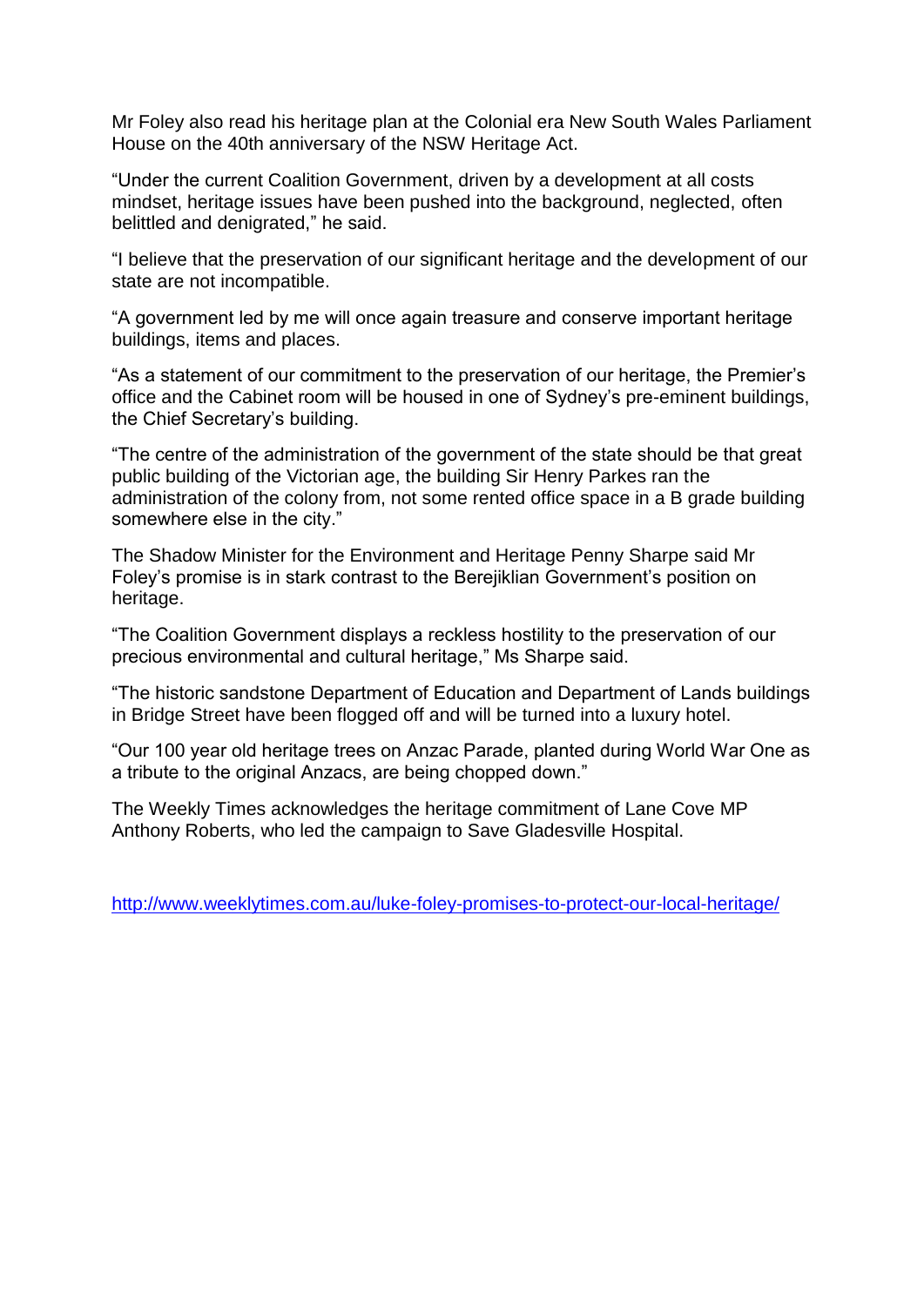Mr Foley also read his heritage plan at the Colonial era New South Wales Parliament House on the 40th anniversary of the NSW Heritage Act.

"Under the current Coalition Government, driven by a development at all costs mindset, heritage issues have been pushed into the background, neglected, often belittled and denigrated," he said.

"I believe that the preservation of our significant heritage and the development of our state are not incompatible.

"A government led by me will once again treasure and conserve important heritage buildings, items and places.

"As a statement of our commitment to the preservation of our heritage, the Premier's office and the Cabinet room will be housed in one of Sydney's pre-eminent buildings, the Chief Secretary's building.

"The centre of the administration of the government of the state should be that great public building of the Victorian age, the building Sir Henry Parkes ran the administration of the colony from, not some rented office space in a B grade building somewhere else in the city."

The Shadow Minister for the Environment and Heritage Penny Sharpe said Mr Foley's promise is in stark contrast to the Berejiklian Government's position on heritage.

"The Coalition Government displays a reckless hostility to the preservation of our precious environmental and cultural heritage," Ms Sharpe said.

"The historic sandstone Department of Education and Department of Lands buildings in Bridge Street have been flogged off and will be turned into a luxury hotel.

"Our 100 year old heritage trees on Anzac Parade, planted during World War One as a tribute to the original Anzacs, are being chopped down."

The Weekly Times acknowledges the heritage commitment of Lane Cove MP Anthony Roberts, who led the campaign to Save Gladesville Hospital.

http://www.weeklytimes.com.au/luke-foley-promises-to-protect-our-local-heritage/